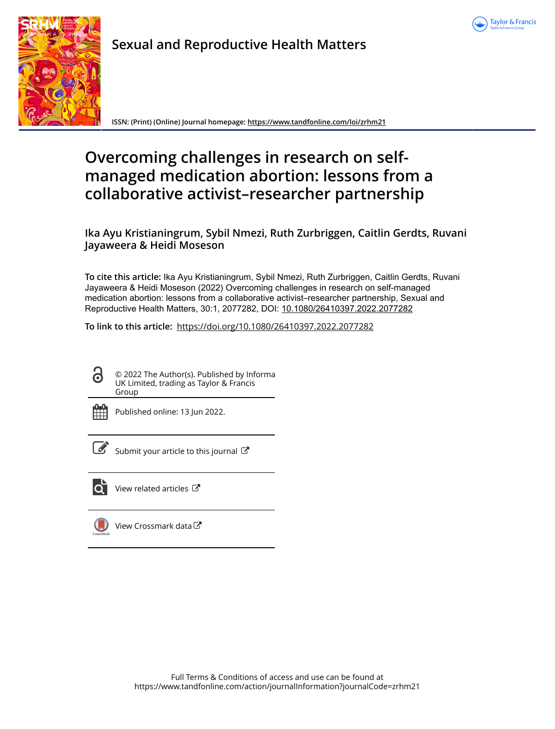Sexual and Reproductive Health Matters

ISSN: (Print) (Online) Journal homepage: https://www.tandfonline.com/loi/zrhm21

# Overcoming challenges in research on self-managed medication abortion: lessons from a collaborative activist–researcher partnership

**Ika Ayu Kristianingrum, Sybil Nmezi, Ruth Zurbriggen, Caitlin Gerdts, Ruvani Jayaweera & Heidi Moseson**

**To cite this article:** Ika Ayu Kristianingrum, Sybil Nmezi, Ruth Zurbriggen, Caitlin Gerdts, Ruvani Jayaweera & Heidi Moseson (2022) Overcoming challenges in research on self-managed medication abortion: lessons from a collaborative activist–researcher partnership, Sexual and Reproductive Health Matters, 30:1, 2077282, DOI: 10.1080/26410397.2022.2077282

**To link to this article:** https://doi.org/10.1080/26410397.2022.2077282

© 2022 The Author(s). Published by Informa UK Limited, trading as Taylor & Francis Group

Published online: 13 Jun 2022.

Submit your article to this journal

View related articles

View Crossmark data

Full Terms & Conditions of access and use can be found at https://www.tandfonline.com/action/journalInformation?journalCode=zrhm21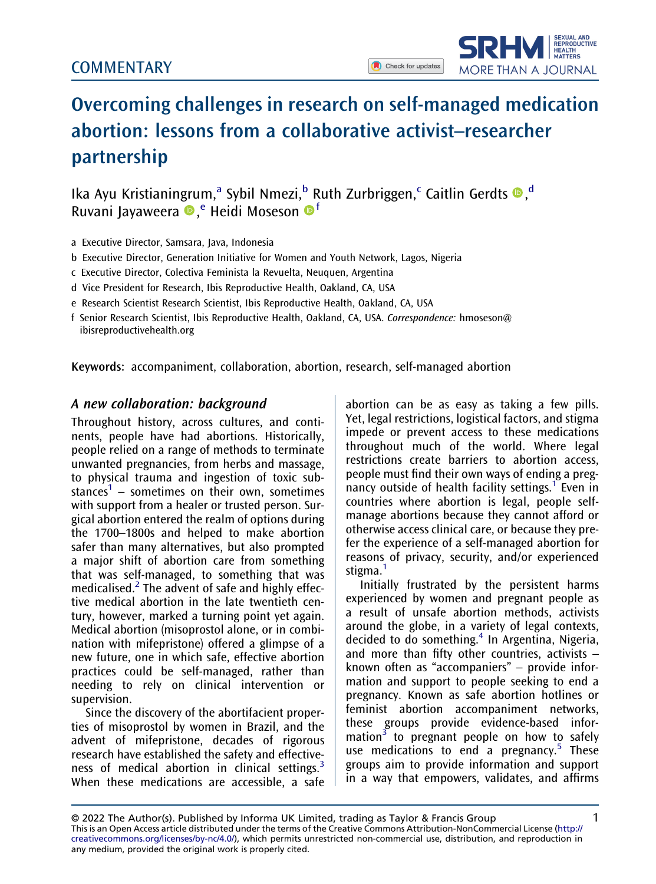# Overcoming challenges in research on self-managed medication abortion: lessons from a collaborative activist–researcher partnership

Ika Ayu Kristianingrum,[a] Sybil Nmezi,[b] Ruth Zurbriggen,[c] Caitlin Gerdts,[d] Ruvani Jayaweera,[e] Heidi Moseson[f]

a Executive Director, Samsara, Java, Indonesia

b Executive Director, Generation Initiative for Women and Youth Network, Lagos, Nigeria

c Executive Director, Colectiva Feminista la Revuelta, Neuquen, Argentina

d Vice President for Research, Ibis Reproductive Health, Oakland, CA, USA

e Research Scientist Research Scientist, Ibis Reproductive Health, Oakland, CA, USA

f Senior Research Scientist, Ibis Reproductive Health, Oakland, CA, USA. *Correspondence:* hmoseson@ibisreproductivehealth.org

**Keywords:** accompaniment, collaboration, abortion, research, self-managed abortion

## *A new collaboration: background*

Throughout history, across cultures, and continents, people have had abortions. Historically, people relied on a range of methods to terminate unwanted pregnancies, from herbs and massage, to physical trauma and ingestion of toxic substances[1] – sometimes on their own, sometimes with support from a healer or trusted person. Surgical abortion entered the realm of options during the 1700–1800s and helped to make abortion safer than many alternatives, but also prompted a major shift of abortion care from something that was self-managed, to something that was medicalised.[2] The advent of safe and highly effective medical abortion in the late twentieth century, however, marked a turning point yet again. Medical abortion (misoprostol alone, or in combination with mifepristone) offered a glimpse of a new future, one in which safe, effective abortion practices could be self-managed, rather than needing to rely on clinical intervention or supervision.

Since the discovery of the abortifacient properties of misoprostol by women in Brazil, and the advent of mifepristone, decades of rigorous research have established the safety and effectiveness of medical abortion in clinical settings.[3] When these medications are accessible, a safe abortion can be as easy as taking a few pills. Yet, legal restrictions, logistical factors, and stigma impede or prevent access to these medications throughout much of the world. Where legal restrictions create barriers to abortion access, people must find their own ways of ending a pregnancy outside of health facility settings.[1] Even in countries where abortion is legal, people self-manage abortions because they cannot afford or otherwise access clinical care, or because they prefer the experience of a self-managed abortion for reasons of privacy, security, and/or experienced stigma.[1]

Initially frustrated by the persistent harms experienced by women and pregnant people as a result of unsafe abortion methods, activists around the globe, in a variety of legal contexts, decided to do something.[4] In Argentina, Nigeria, and more than fifty other countries, activists – known often as "accompaniers" – provide information and support to people seeking to end a pregnancy. Known as safe abortion hotlines or feminist abortion accompaniment networks, these groups provide evidence-based information[3] to pregnant people on how to safely use medications to end a pregnancy.[5] These groups aim to provide information and support in a way that empowers, validates, and affirms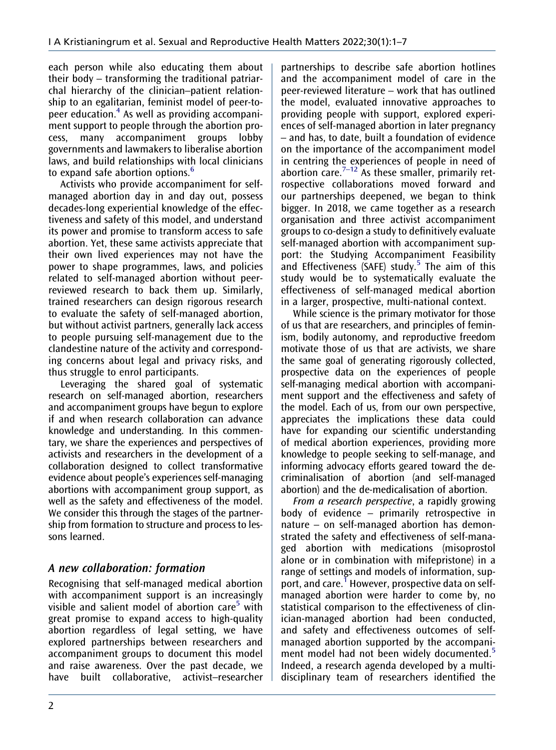each person while also educating them about their body – transforming the traditional patriarchal hierarchy of the clinician–patient relationship to an egalitarian, feminist model of peer-to-peer education.[4] As well as providing accompaniment support to people through the abortion process, many accompaniment groups lobby governments and lawmakers to liberalise abortion laws, and build relationships with local clinicians to expand safe abortion options.[6]

Activists who provide accompaniment for self-managed abortion day in and day out, possess decades-long experiential knowledge of the effectiveness and safety of this model, and understand its power and promise to transform access to safe abortion. Yet, these same activists appreciate that their own lived experiences may not have the power to shape programmes, laws, and policies related to self-managed abortion without peer-reviewed research to back them up. Similarly, trained researchers can design rigorous research to evaluate the safety of self-managed abortion, but without activist partners, generally lack access to people pursuing self-management due to the clandestine nature of the activity and corresponding concerns about legal and privacy risks, and thus struggle to enrol participants.

Leveraging the shared goal of systematic research on self-managed abortion, researchers and accompaniment groups have begun to explore if and when research collaboration can advance knowledge and understanding. In this commentary, we share the experiences and perspectives of activists and researchers in the development of a collaboration designed to collect transformative evidence about people's experiences self-managing abortions with accompaniment group support, as well as the safety and effectiveness of the model. We consider this through the stages of the partnership from formation to structure and process to lessons learned.

## *A new collaboration: formation*

Recognising that self-managed medical abortion with accompaniment support is an increasingly visible and salient model of abortion care[5] with great promise to expand access to high-quality abortion regardless of legal setting, we have explored partnerships between researchers and accompaniment groups to document this model and raise awareness. Over the past decade, we have built collaborative, activist–researcher partnerships to describe safe abortion hotlines and the accompaniment model of care in the peer-reviewed literature – work that has outlined the model, evaluated innovative approaches to providing people with support, explored experiences of self-managed abortion in later pregnancy – and has, to date, built a foundation of evidence on the importance of the accompaniment model in centring the experiences of people in need of abortion care.[7–12] As these smaller, primarily retrospective collaborations moved forward and our partnerships deepened, we began to think bigger. In 2018, we came together as a research organisation and three activist accompaniment groups to co-design a study to definitively evaluate self-managed abortion with accompaniment support: the Studying Accompaniment Feasibility and Effectiveness (SAFE) study.[5] The aim of this study would be to systematically evaluate the effectiveness of self-managed medical abortion in a larger, prospective, multi-national context.

While science is the primary motivator for those of us that are researchers, and principles of feminism, bodily autonomy, and reproductive freedom motivate those of us that are activists, we share the same goal of generating rigorously collected, prospective data on the experiences of people self-managing medical abortion with accompaniment support and the effectiveness and safety of the model. Each of us, from our own perspective, appreciates the implications these data could have for expanding our scientific understanding of medical abortion experiences, providing more knowledge to people seeking to self-manage, and informing advocacy efforts geared toward the decriminalisation of abortion (and self-managed abortion) and the de-medicalisation of abortion.

*From a research perspective*, a rapidly growing body of evidence – primarily retrospective in nature – on self-managed abortion has demonstrated the safety and effectiveness of self-managed abortion with medications (misoprostol alone or in combination with mifepristone) in a range of settings and models of information, support, and care.[1] However, prospective data on self-managed abortion were harder to come by, no statistical comparison to the effectiveness of clinician-managed abortion had been conducted, and safety and effectiveness outcomes of self-managed abortion supported by the accompaniment model had not been widely documented.[5] Indeed, a research agenda developed by a multidisciplinary team of researchers identified the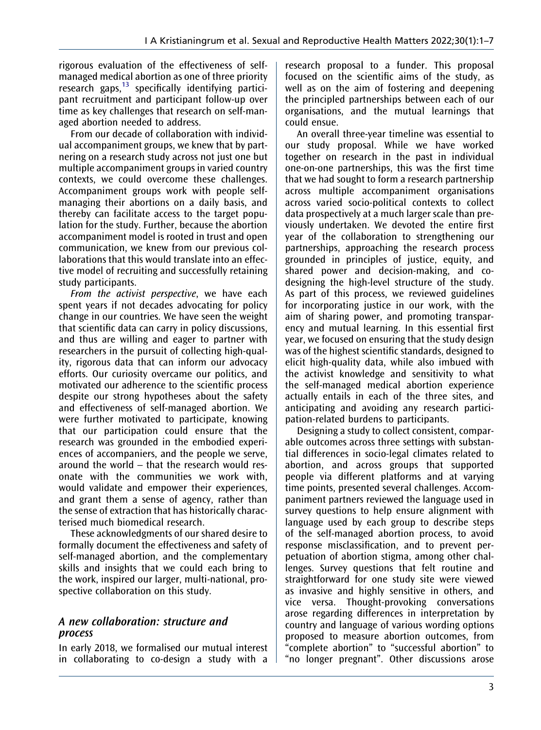rigorous evaluation of the effectiveness of self-managed medical abortion as one of three priority research gaps,[13] specifically identifying participant recruitment and participant follow-up over time as key challenges that research on self-managed abortion needed to address.

From our decade of collaboration with individual accompaniment groups, we knew that by partnering on a research study across not just one but multiple accompaniment groups in varied country contexts, we could overcome these challenges. Accompaniment groups work with people self-managing their abortions on a daily basis, and thereby can facilitate access to the target population for the study. Further, because the abortion accompaniment model is rooted in trust and open communication, we knew from our previous collaborations that this would translate into an effective model of recruiting and successfully retaining study participants.

*From the activist perspective*, we have each spent years if not decades advocating for policy change in our countries. We have seen the weight that scientific data can carry in policy discussions, and thus are willing and eager to partner with researchers in the pursuit of collecting high-quality, rigorous data that can inform our advocacy efforts. Our curiosity overcame our politics, and motivated our adherence to the scientific process despite our strong hypotheses about the safety and effectiveness of self-managed abortion. We were further motivated to participate, knowing that our participation could ensure that the research was grounded in the embodied experiences of accompaniers, and the people we serve, around the world – that the research would resonate with the communities we work with, would validate and empower their experiences, and grant them a sense of agency, rather than the sense of extraction that has historically characterised much biomedical research.

These acknowledgments of our shared desire to formally document the effectiveness and safety of self-managed abortion, and the complementary skills and insights that we could each bring to the work, inspired our larger, multi-national, prospective collaboration on this study.

## A new collaboration: structure and process

In early 2018, we formalised our mutual interest in collaborating to co-design a study with a research proposal to a funder. This proposal focused on the scientific aims of the study, as well as on the aim of fostering and deepening the principled partnerships between each of our organisations, and the mutual learnings that could ensue.

An overall three-year timeline was essential to our study proposal. While we have worked together on research in the past in individual one-on-one partnerships, this was the first time that we had sought to form a research partnership across multiple accompaniment organisations across varied socio-political contexts to collect data prospectively at a much larger scale than previously undertaken. We devoted the entire first year of the collaboration to strengthening our partnerships, approaching the research process grounded in principles of justice, equity, and shared power and decision-making, and co-designing the high-level structure of the study. As part of this process, we reviewed guidelines for incorporating justice in our work, with the aim of sharing power, and promoting transparency and mutual learning. In this essential first year, we focused on ensuring that the study design was of the highest scientific standards, designed to elicit high-quality data, while also imbued with the activist knowledge and sensitivity to what the self-managed medical abortion experience actually entails in each of the three sites, and anticipating and avoiding any research participation-related burdens to participants.

Designing a study to collect consistent, comparable outcomes across three settings with substantial differences in socio-legal climates related to abortion, and across groups that supported people via different platforms and at varying time points, presented several challenges. Accompaniment partners reviewed the language used in survey questions to help ensure alignment with language used by each group to describe steps of the self-managed abortion process, to avoid response misclassification, and to prevent perpetuation of abortion stigma, among other challenges. Survey questions that felt routine and straightforward for one study site were viewed as invasive and highly sensitive in others, and vice versa. Thought-provoking conversations arose regarding differences in interpretation by country and language of various wording options proposed to measure abortion outcomes, from "complete abortion" to "successful abortion" to "no longer pregnant". Other discussions arose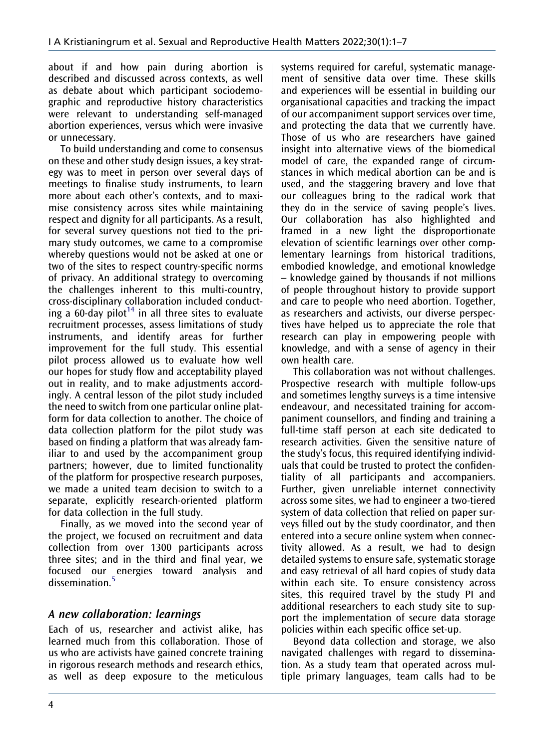about if and how pain during abortion is described and discussed across contexts, as well as debate about which participant sociodemographic and reproductive history characteristics were relevant to understanding self-managed abortion experiences, versus which were invasive or unnecessary.

To build understanding and come to consensus on these and other study design issues, a key strategy was to meet in person over several days of meetings to finalise study instruments, to learn more about each other's contexts, and to maximise consistency across sites while maintaining respect and dignity for all participants. As a result, for several survey questions not tied to the primary study outcomes, we came to a compromise whereby questions would not be asked at one or two of the sites to respect country-specific norms of privacy. An additional strategy to overcoming the challenges inherent to this multi-country, cross-disciplinary collaboration included conducting a 60-day pilot[14] in all three sites to evaluate recruitment processes, assess limitations of study instruments, and identify areas for further improvement for the full study. This essential pilot process allowed us to evaluate how well our hopes for study flow and acceptability played out in reality, and to make adjustments accordingly. A central lesson of the pilot study included the need to switch from one particular online platform for data collection to another. The choice of data collection platform for the pilot study was based on finding a platform that was already familiar to and used by the accompaniment group partners; however, due to limited functionality of the platform for prospective research purposes, we made a united team decision to switch to a separate, explicitly research-oriented platform for data collection in the full study.

Finally, as we moved into the second year of the project, we focused on recruitment and data collection from over 1300 participants across three sites; and in the third and final year, we focused our energies toward analysis and dissemination.[5]

## A new collaboration: learnings

Each of us, researcher and activist alike, has learned much from this collaboration. Those of us who are activists have gained concrete training in rigorous research methods and research ethics, as well as deep exposure to the meticulous systems required for careful, systematic management of sensitive data over time. These skills and experiences will be essential in building our organisational capacities and tracking the impact of our accompaniment support services over time, and protecting the data that we currently have. Those of us who are researchers have gained insight into alternative views of the biomedical model of care, the expanded range of circumstances in which medical abortion can be and is used, and the staggering bravery and love that our colleagues bring to the radical work that they do in the service of saving people's lives. Our collaboration has also highlighted and framed in a new light the disproportionate elevation of scientific learnings over other complementary learnings from historical traditions, embodied knowledge, and emotional knowledge – knowledge gained by thousands if not millions of people throughout history to provide support and care to people who need abortion. Together, as researchers and activists, our diverse perspectives have helped us to appreciate the role that research can play in empowering people with knowledge, and with a sense of agency in their own health care.

This collaboration was not without challenges. Prospective research with multiple follow-ups and sometimes lengthy surveys is a time intensive endeavour, and necessitated training for accompaniment counsellors, and finding and training a full-time staff person at each site dedicated to research activities. Given the sensitive nature of the study's focus, this required identifying individuals that could be trusted to protect the confidentiality of all participants and accompaniers. Further, given unreliable internet connectivity across some sites, we had to engineer a two-tiered system of data collection that relied on paper surveys filled out by the study coordinator, and then entered into a secure online system when connectivity allowed. As a result, we had to design detailed systems to ensure safe, systematic storage and easy retrieval of all hard copies of study data within each site. To ensure consistency across sites, this required travel by the study PI and additional researchers to each study site to support the implementation of secure data storage policies within each specific office set-up.

Beyond data collection and storage, we also navigated challenges with regard to dissemination. As a study team that operated across multiple primary languages, team calls had to be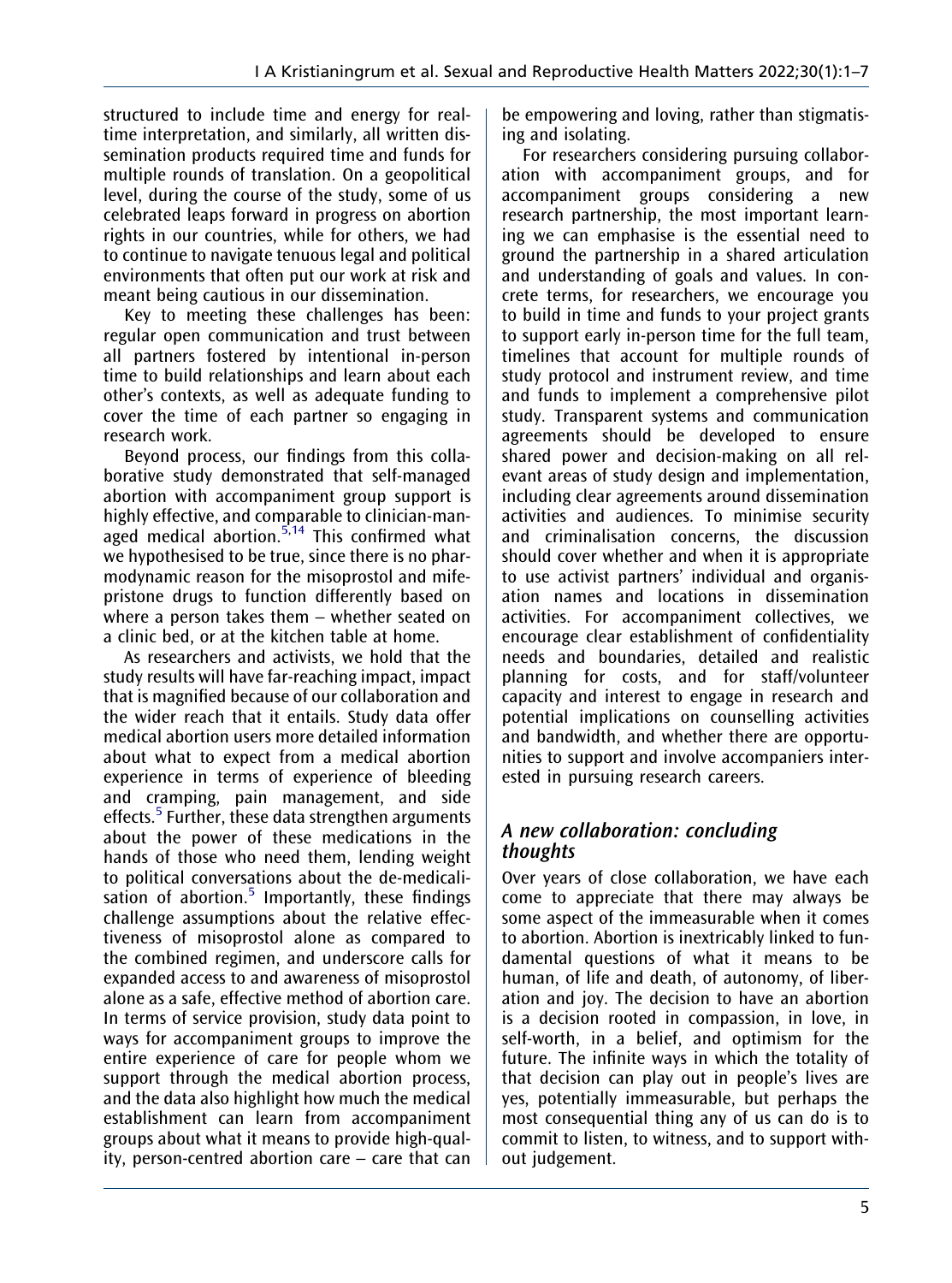structured to include time and energy for real-time interpretation, and similarly, all written dissemination products required time and funds for multiple rounds of translation. On a geopolitical level, during the course of the study, some of us celebrated leaps forward in progress on abortion rights in our countries, while for others, we had to continue to navigate tenuous legal and political environments that often put our work at risk and meant being cautious in our dissemination.

Key to meeting these challenges has been: regular open communication and trust between all partners fostered by intentional in-person time to build relationships and learn about each other's contexts, as well as adequate funding to cover the time of each partner so engaging in research work.

Beyond process, our findings from this collaborative study demonstrated that self-managed abortion with accompaniment group support is highly effective, and comparable to clinician-managed medical abortion.[5,14] This confirmed what we hypothesised to be true, since there is no pharmodynamic reason for the misoprostol and mifepristone drugs to function differently based on where a person takes them – whether seated on a clinic bed, or at the kitchen table at home.

As researchers and activists, we hold that the study results will have far-reaching impact, impact that is magnified because of our collaboration and the wider reach that it entails. Study data offer medical abortion users more detailed information about what to expect from a medical abortion experience in terms of experience of bleeding and cramping, pain management, and side effects.[5] Further, these data strengthen arguments about the power of these medications in the hands of those who need them, lending weight to political conversations about the de-medicalisation of abortion.[5] Importantly, these findings challenge assumptions about the relative effectiveness of misoprostol alone as compared to the combined regimen, and underscore calls for expanded access to and awareness of misoprostol alone as a safe, effective method of abortion care. In terms of service provision, study data point to ways for accompaniment groups to improve the entire experience of care for people whom we support through the medical abortion process, and the data also highlight how much the medical establishment can learn from accompaniment groups about what it means to provide high-quality, person-centred abortion care – care that can be empowering and loving, rather than stigmatising and isolating.

For researchers considering pursuing collaboration with accompaniment groups, and for accompaniment groups considering a new research partnership, the most important learning we can emphasise is the essential need to ground the partnership in a shared articulation and understanding of goals and values. In concrete terms, for researchers, we encourage you to build in time and funds to your project grants to support early in-person time for the full team, timelines that account for multiple rounds of study protocol and instrument review, and time and funds to implement a comprehensive pilot study. Transparent systems and communication agreements should be developed to ensure shared power and decision-making on all relevant areas of study design and implementation, including clear agreements around dissemination activities and audiences. To minimise security and criminalisation concerns, the discussion should cover whether and when it is appropriate to use activist partners' individual and organisation names and locations in dissemination activities. For accompaniment collectives, we encourage clear establishment of confidentiality needs and boundaries, detailed and realistic planning for costs, and for staff/volunteer capacity and interest to engage in research and potential implications on counselling activities and bandwidth, and whether there are opportunities to support and involve accompaniers interested in pursuing research careers.

## *A new collaboration: concluding thoughts*

Over years of close collaboration, we have each come to appreciate that there may always be some aspect of the immeasurable when it comes to abortion. Abortion is inextricably linked to fundamental questions of what it means to be human, of life and death, of autonomy, of liberation and joy. The decision to have an abortion is a decision rooted in compassion, in love, in self-worth, in a belief, and optimism for the future. The infinite ways in which the totality of that decision can play out in people's lives are yes, potentially immeasurable, but perhaps the most consequential thing any of us can do is to commit to listen, to witness, and to support without judgement.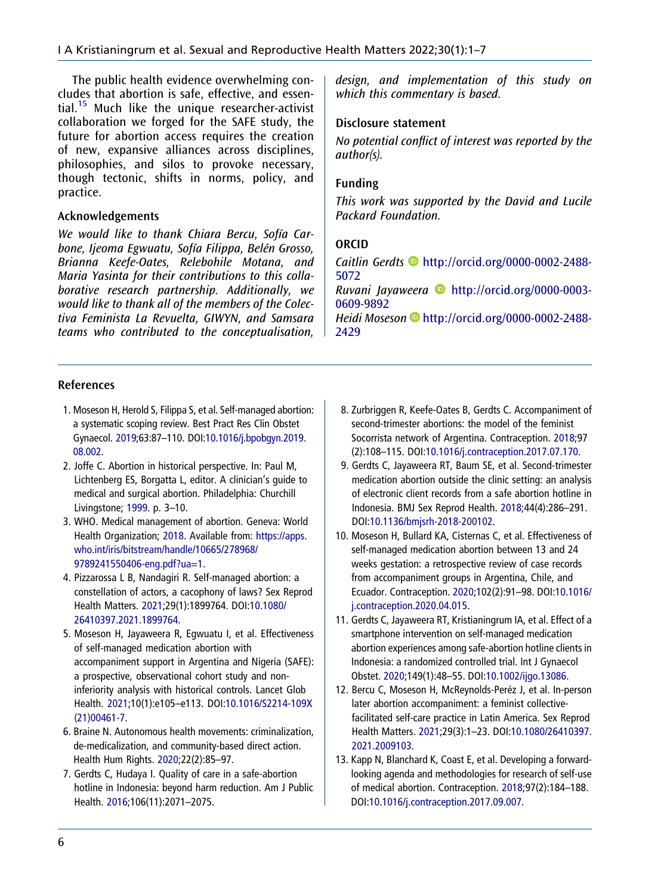The public health evidence overwhelming concludes that abortion is safe, effective, and essential.[15] Much like the unique researcher-activist collaboration we forged for the SAFE study, the future for abortion access requires the creation of new, expansive alliances across disciplines, philosophies, and silos to provoke necessary, though tectonic, shifts in norms, policy, and practice.

## Acknowledgements

*We would like to thank Chiara Bercu, Sofía Carbone, Ijeoma Egwuatu, Sofía Filippa, Belén Grosso, Brianna Keefe-Oates, Relebohile Motana, and Maria Yasinta for their contributions to this collaborative research partnership. Additionally, we would like to thank all of the members of the Colectiva Feminista La Revuelta, GIWYN, and Samsara teams who contributed to the conceptualisation, design, and implementation of this study on which this commentary is based.*

## Disclosure statement

*No potential conflict of interest was reported by the author(s).*

## Funding

*This work was supported by the David and Lucile Packard Foundation.*

## ORCID

*Caitlin Gerdts* http://orcid.org/0000-0002-2488-5072
*Ruvani Jayaweera* http://orcid.org/0000-0003-0609-9892
*Heidi Moseson* http://orcid.org/0000-0002-2488-2429

## References

1. Moseson H, Herold S, Filippa S, et al. Self-managed abortion: a systematic scoping review. Best Pract Res Clin Obstet Gynaecol. 2019;63:87–110. DOI:10.1016/j.bpobgyn.2019.08.002.
2. Joffe C. Abortion in historical perspective. In: Paul M, Lichtenberg ES, Borgatta L, editor. A clinician's guide to medical and surgical abortion. Philadelphia: Churchill Livingstone; 1999. p. 3–10.
3. WHO. Medical management of abortion. Geneva: World Health Organization; 2018. Available from: https://apps.who.int/iris/bitstream/handle/10665/278968/9789241550406-eng.pdf?ua=1.
4. Pizzarossa L B, Nandagiri R. Self-managed abortion: a constellation of actors, a cacophony of laws? Sex Reprod Health Matters. 2021;29(1):1899764. DOI:10.1080/26410397.2021.1899764.
5. Moseson H, Jayaweera R, Egwuatu I, et al. Effectiveness of self-managed medication abortion with accompaniment support in Argentina and Nigeria (SAFE): a prospective, observational cohort study and non-inferiority analysis with historical controls. Lancet Glob Health. 2021;10(1):e105–e113. DOI:10.1016/S2214-109X(21)00461-7.
6. Braine N. Autonomous health movements: criminalization, de-medicalization, and community-based direct action. Health Hum Rights. 2020;22(2):85–97.
7. Gerdts C, Hudaya I. Quality of care in a safe-abortion hotline in Indonesia: beyond harm reduction. Am J Public Health. 2016;106(11):2071–2075.
8. Zurbriggen R, Keefe-Oates B, Gerdts C. Accompaniment of second-trimester abortions: the model of the feminist Socorrista network of Argentina. Contraception. 2018;97(2):108–115. DOI:10.1016/j.contraception.2017.07.170.
9. Gerdts C, Jayaweera RT, Baum SE, et al. Second-trimester medication abortion outside the clinic setting: an analysis of electronic client records from a safe abortion hotline in Indonesia. BMJ Sex Reprod Health. 2018;44(4):286–291. DOI:10.1136/bmjsrh-2018-200102.
10. Moseson H, Bullard KA, Cisternas C, et al. Effectiveness of self-managed medication abortion between 13 and 24 weeks gestation: a retrospective review of case records from accompaniment groups in Argentina, Chile, and Ecuador. Contraception. 2020;102(2):91–98. DOI:10.1016/j.contraception.2020.04.015.
11. Gerdts C, Jayaweera RT, Kristianingrum IA, et al. Effect of a smartphone intervention on self-managed medication abortion experiences among safe-abortion hotline clients in Indonesia: a randomized controlled trial. Int J Gynaecol Obstet. 2020;149(1):48–55. DOI:10.1002/ijgo.13086.
12. Bercu C, Moseson H, McReynolds-Peréz J, et al. In-person later abortion accompaniment: a feminist collective-facilitated self-care practice in Latin America. Sex Reprod Health Matters. 2021;29(3):1–23. DOI:10.1080/26410397.2021.2009103.
13. Kapp N, Blanchard K, Coast E, et al. Developing a forward-looking agenda and methodologies for research of self-use of medical abortion. Contraception. 2018;97(2):184–188. DOI:10.1016/j.contraception.2017.09.007.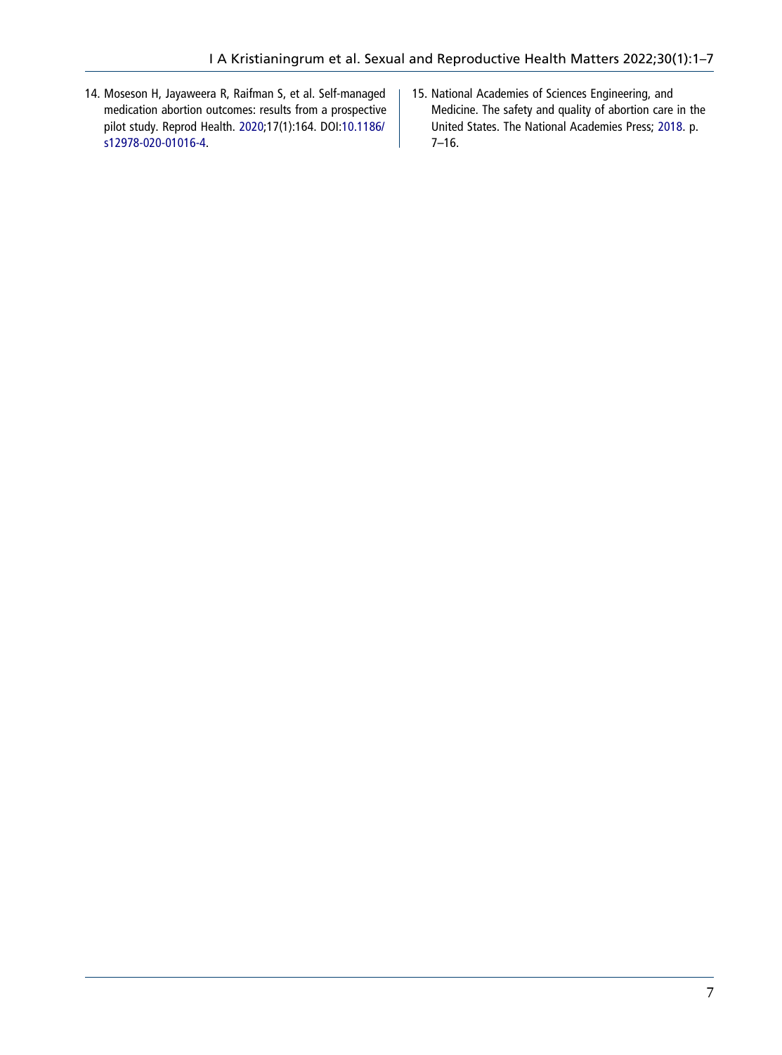14. Moseson H, Jayaweera R, Raifman S, et al. Self-managed medication abortion outcomes: results from a prospective pilot study. Reprod Health. 2020;17(1):164. DOI:10.1186/s12978-020-01016-4.

15. National Academies of Sciences Engineering, and Medicine. The safety and quality of abortion care in the United States. The National Academies Press; 2018. p. 7–16.